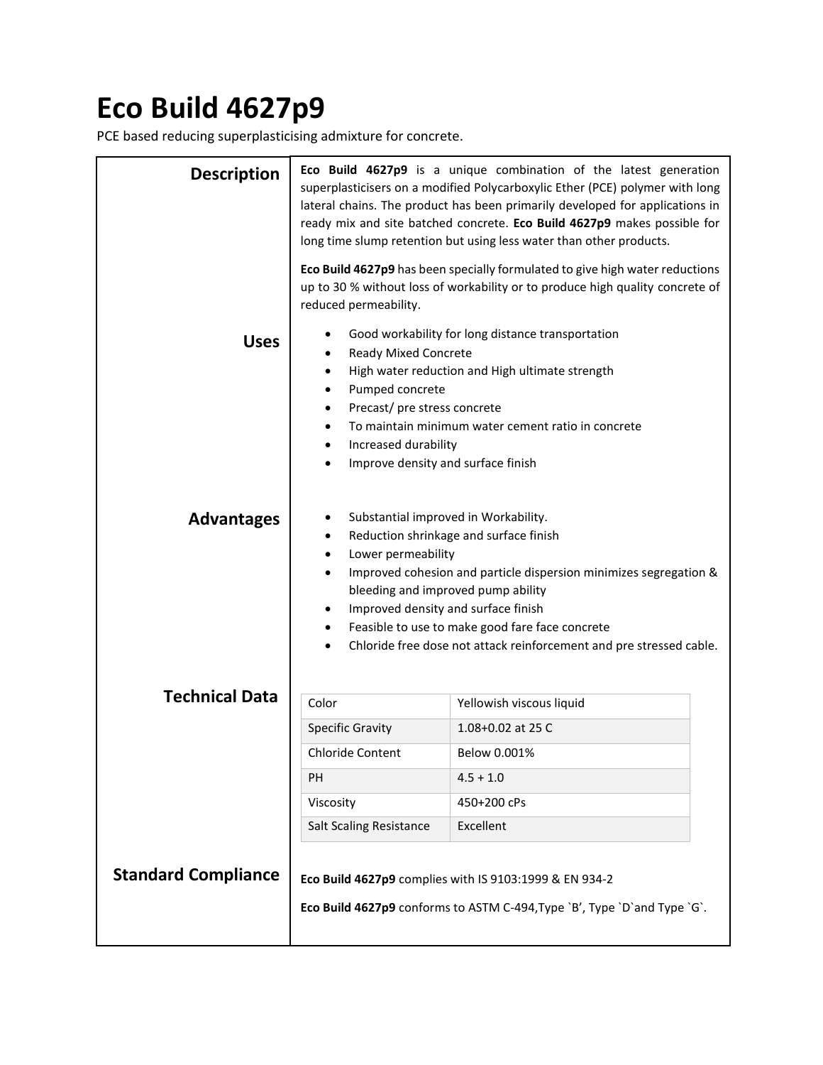# Eco Build 4627p9

PCE based reducing superplasticising admixture for concrete.

## Description

**Eco Build 4627p9** is a unique combination of the latest generation superplasticisers on a modified Polycarboxylic Ether (PCE) polymer with long lateral chains. The product has been primarily developed for applications in ready mix and site batched concrete. **Eco Build 4627p9** makes possible for long time slump retention but using less water than other products.

**Eco Build 4627p9** has been specially formulated to give high water reductions up to 30 % without loss of workability or to produce high quality concrete of reduced permeability.

## Uses

- Good workability for long distance transportation
- Ready Mixed Concrete
- High water reduction and High ultimate strength
- Pumped concrete
- Precast/ pre stress concrete
- To maintain minimum water cement ratio in concrete
- Increased durability
- Improve density and surface finish

## Advantages

- Substantial improved in Workability.
- Reduction shrinkage and surface finish
- Lower permeability
- Improved cohesion and particle dispersion minimizes segregation & bleeding and improved pump ability
- Improved density and surface finish
- Feasible to use to make good fare face concrete
- Chloride free dose not attack reinforcement and pre stressed cable.

## Technical Data

| Color | Yellowish viscous liquid |
|---|---|
| Specific Gravity | 1.08+0.02 at 25 C |
| Chloride Content | Below 0.001% |
| PH | 4.5 + 1.0 |
| Viscosity | 450+200 cPs |
| Salt Scaling Resistance | Excellent |

## Standard Compliance

**Eco Build 4627p9** complies with IS 9103:1999 & EN 934-2

**Eco Build 4627p9** conforms to ASTM C-494,Type `B', Type `D`and Type `G`.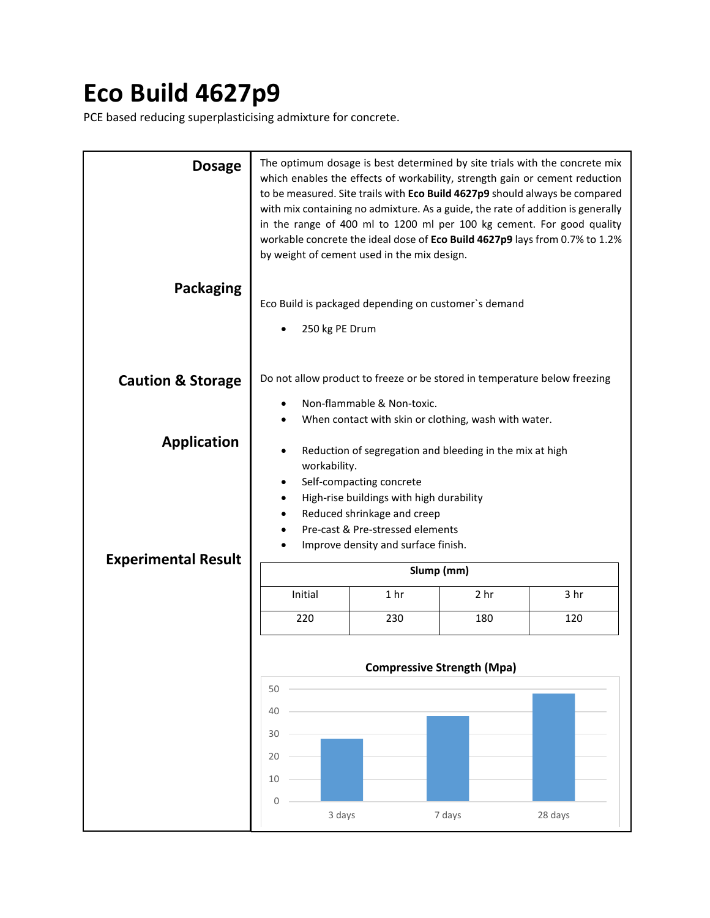# Eco Build 4627p9

PCE based reducing superplasticising admixture for concrete.

## Dosage

The optimum dosage is best determined by site trials with the concrete mix which enables the effects of workability, strength gain or cement reduction to be measured. Site trails with **Eco Build 4627p9** should always be compared with mix containing no admixture. As a guide, the rate of addition is generally in the range of 400 ml to 1200 ml per 100 kg cement. For good quality workable concrete the ideal dose of **Eco Build 4627p9** lays from 0.7% to 1.2% by weight of cement used in the mix design.

## Packaging

Eco Build is packaged depending on customer`s demand

- 250 kg PE Drum

## Caution & Storage

Do not allow product to freeze or be stored in temperature below freezing

- Non-flammable & Non-toxic.
- When contact with skin or clothing, wash with water.

## Application

- Reduction of segregation and bleeding in the mix at high workability.
- Self-compacting concrete
- High-rise buildings with high durability
- Reduced shrinkage and creep
- Pre-cast & Pre-stressed elements
- Improve density and surface finish.

## Experimental Result

| Slump (mm) | | | |
|---|---|---|---|
| Initial | 1 hr | 2 hr | 3 hr |
| 220 | 230 | 180 | 120 |

Compressive Strength (Mpa)

50
40
30
20
10
0

3 days
7 days
28 days